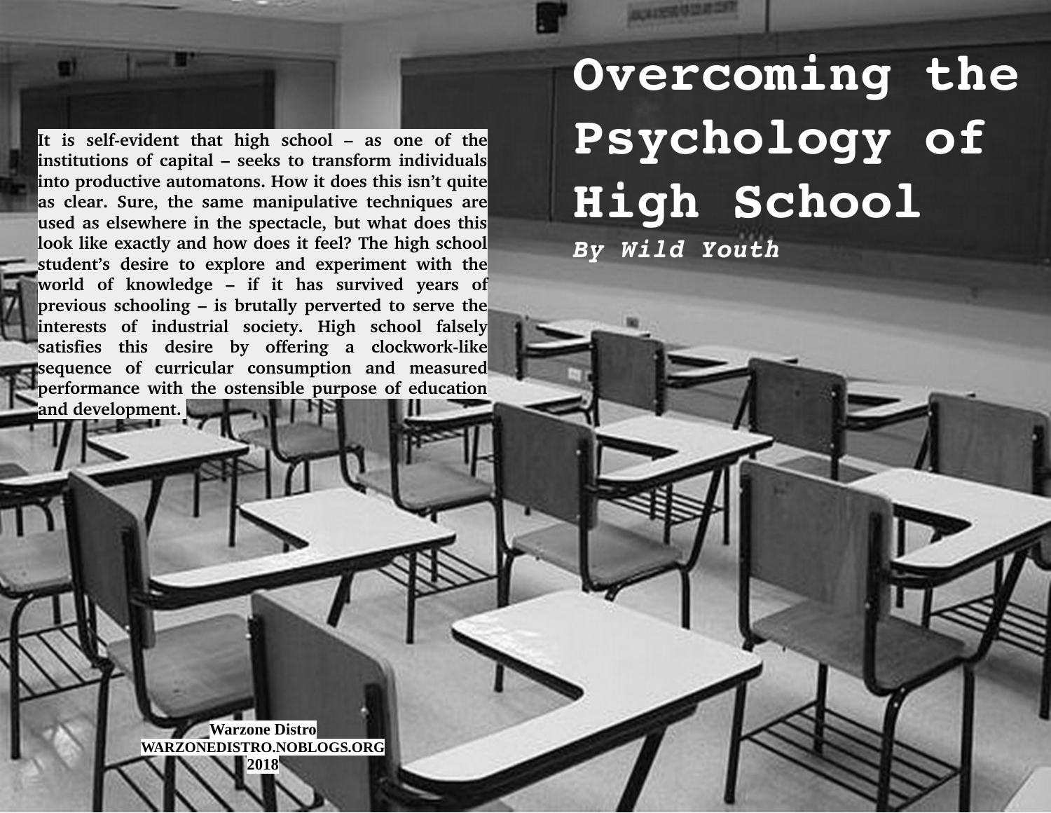# Overcoming the Psychology of High School

***By Wild Youth***

**It is self-evident that high school – as one of the institutions of capital – seeks to transform individuals into productive automatons. How it does this isn't quite as clear. Sure, the same manipulative techniques are used as elsewhere in the spectacle, but what does this look like exactly and how does it feel? The high school student's desire to explore and experiment with the world of knowledge – if it has survived years of previous schooling – is brutally perverted to serve the interests of industrial society. High school falsely satisfies this desire by offering a clockwork-like sequence of curricular consumption and measured performance with the ostensible purpose of education and development.**

**Warzone Distro**
**WARZONEDISTRO.NOBLOGS.ORG**
**2018**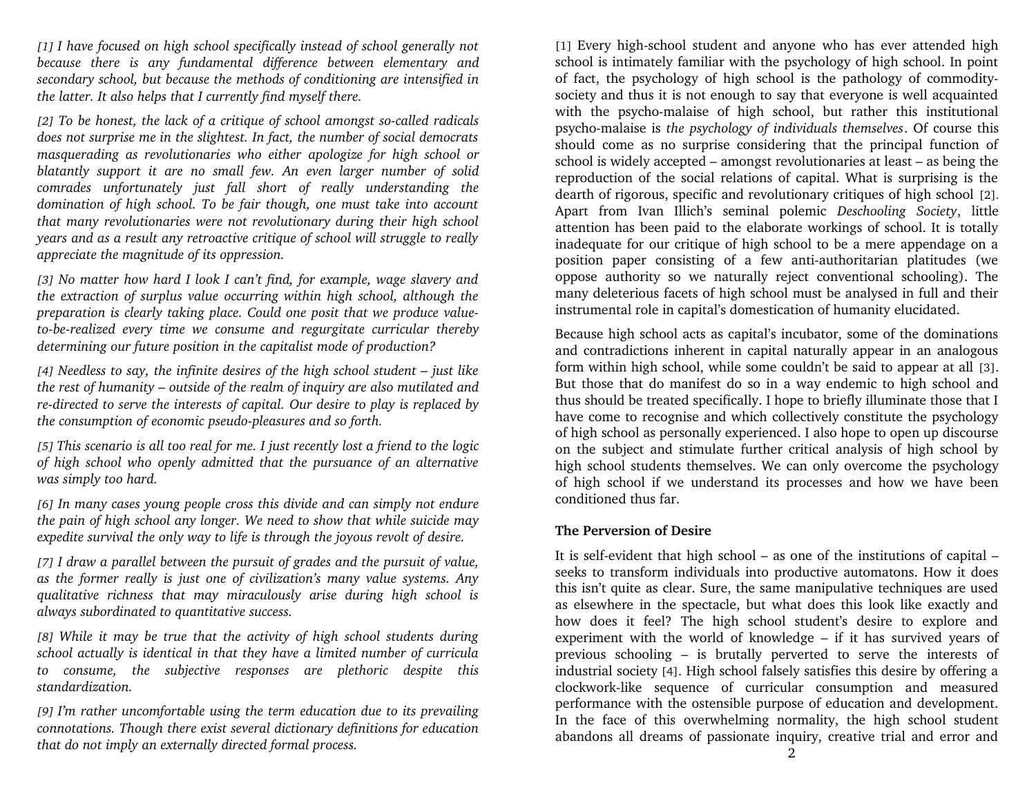[1] Every high-school student and anyone who has ever attended high school is intimately familiar with the psychology of high school. In point of fact, the psychology of high school is the pathology of commodity-society and thus it is not enough to say that everyone is well acquainted with the psycho-malaise of high school, but rather this institutional psycho-malaise is *the psychology of individuals themselves*. Of course this should come as no surprise considering that the principal function of school is widely accepted – amongst revolutionaries at least – as being the reproduction of the social relations of capital. What is surprising is the dearth of rigorous, specific and revolutionary critiques of high school [2]. Apart from Ivan Illich's seminal polemic *Deschooling Society*, little attention has been paid to the elaborate workings of school. It is totally inadequate for our critique of high school to be a mere appendage on a position paper consisting of a few anti-authoritarian platitudes (we oppose authority so we naturally reject conventional schooling). The many deleterious facets of high school must be analysed in full and their instrumental role in capital's domestication of humanity elucidated.

Because high school acts as capital's incubator, some of the dominations and contradictions inherent in capital naturally appear in an analogous form within high school, while some couldn't be said to appear at all [3]. But those that do manifest do so in a way endemic to high school and thus should be treated specifically. I hope to briefly illuminate those that I have come to recognise and which collectively constitute the psychology of high school as personally experienced. I also hope to open up discourse on the subject and stimulate further critical analysis of high school by high school students themselves. We can only overcome the psychology of high school if we understand its processes and how we have been conditioned thus far.

## The Perversion of Desire

It is self-evident that high school – as one of the institutions of capital – seeks to transform individuals into productive automatons. How it does this isn't quite as clear. Sure, the same manipulative techniques are used as elsewhere in the spectacle, but what does this look like exactly and how does it feel? The high school student's desire to explore and experiment with the world of knowledge – if it has survived years of previous schooling – is brutally perverted to serve the interests of industrial society [4]. High school falsely satisfies this desire by offering a clockwork-like sequence of curricular consumption and measured performance with the ostensible purpose of education and development. In the face of this overwhelming normality, the high school student abandons all dreams of passionate inquiry, creative trial and error and

---

*[1] I have focused on high school specifically instead of school generally not because there is any fundamental difference between elementary and secondary school, but because the methods of conditioning are intensified in the latter. It also helps that I currently find myself there.*

*[2] To be honest, the lack of a critique of school amongst so-called radicals does not surprise me in the slightest. In fact, the number of social democrats masquerading as revolutionaries who either apologize for high school or blatantly support it are no small few. An even larger number of solid comrades unfortunately just fall short of really understanding the domination of high school. To be fair though, one must take into account that many revolutionaries were not revolutionary during their high school years and as a result any retroactive critique of school will struggle to really appreciate the magnitude of its oppression.*

*[3] No matter how hard I look I can't find, for example, wage slavery and the extraction of surplus value occurring within high school, although the preparation is clearly taking place. Could one posit that we produce value-to-be-realized every time we consume and regurgitate curricular thereby determining our future position in the capitalist mode of production?*

*[4] Needless to say, the infinite desires of the high school student – just like the rest of humanity – outside of the realm of inquiry are also mutilated and re-directed to serve the interests of capital. Our desire to play is replaced by the consumption of economic pseudo-pleasures and so forth.*

*[5] This scenario is all too real for me. I just recently lost a friend to the logic of high school who openly admitted that the pursuance of an alternative was simply too hard.*

*[6] In many cases young people cross this divide and can simply not endure the pain of high school any longer. We need to show that while suicide may expedite survival the only way to life is through the joyous revolt of desire.*

*[7] I draw a parallel between the pursuit of grades and the pursuit of value, as the former really is just one of civilization's many value systems. Any qualitative richness that may miraculously arise during high school is always subordinated to quantitative success.*

*[8] While it may be true that the activity of high school students during school actually is identical in that they have a limited number of curricula to consume, the subjective responses are plethoric despite this standardization.*

*[9] I'm rather uncomfortable using the term education due to its prevailing connotations. Though there exist several dictionary definitions for education that do not imply an externally directed formal process.*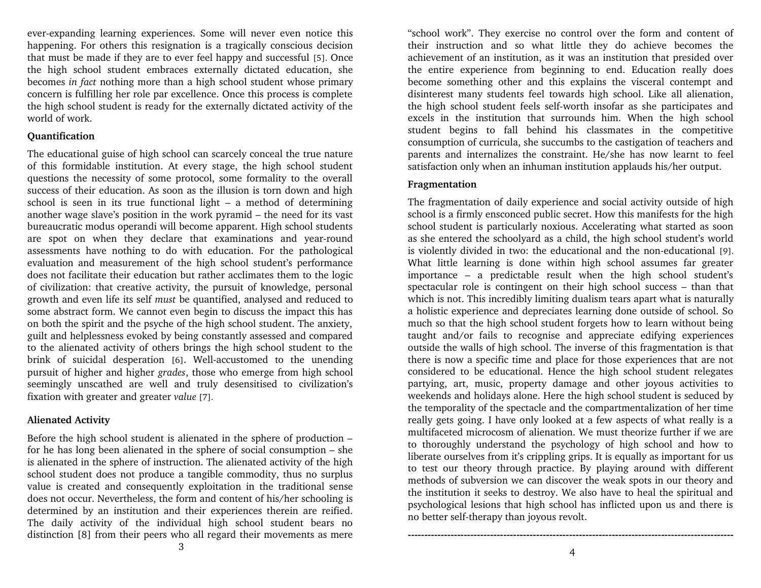ever-expanding learning experiences. Some will never even notice this happening. For others this resignation is a tragically conscious decision that must be made if they are to ever feel happy and successful [5]. Once the high school student embraces externally dictated education, she becomes *in fact* nothing more than a high school student whose primary concern is fulfilling her role par excellence. Once this process is complete the high school student is ready for the externally dictated activity of the world of work.

### Quantification

The educational guise of high school can scarcely conceal the true nature of this formidable institution. At every stage, the high school student questions the necessity of some protocol, some formality to the overall success of their education. As soon as the illusion is torn down and high school is seen in its true functional light – a method of determining another wage slave's position in the work pyramid – the need for its vast bureaucratic modus operandi will become apparent. High school students are spot on when they declare that examinations and year-round assessments have nothing to do with education. For the pathological evaluation and measurement of the high school student's performance does not facilitate their education but rather acclimates them to the logic of civilization: that creative activity, the pursuit of knowledge, personal growth and even life its self *must* be quantified, analysed and reduced to some abstract form. We cannot even begin to discuss the impact this has on both the spirit and the psyche of the high school student. The anxiety, guilt and helplessness evoked by being constantly assessed and compared to the alienated activity of others brings the high school student to the brink of suicidal desperation [6]. Well-accustomed to the unending pursuit of higher and higher *grades*, those who emerge from high school seemingly unscathed are well and truly desensitised to civilization's fixation with greater and greater *value* [7].

### Alienated Activity

Before the high school student is alienated in the sphere of production – for he has long been alienated in the sphere of social consumption – she is alienated in the sphere of instruction. The alienated activity of the high school student does not produce a tangible commodity, thus no surplus value is created and consequently exploitation in the traditional sense does not occur. Nevertheless, the form and content of his/her schooling is determined by an institution and their experiences therein are reified. The daily activity of the individual high school student bears no distinction [8] from their peers who all regard their movements as mere "school work". They exercise no control over the form and content of their instruction and so what little they do achieve becomes the achievement of an institution, as it was an institution that presided over the entire experience from beginning to end. Education really does become something other and this explains the visceral contempt and disinterest many students feel towards high school. Like all alienation, the high school student feels self-worth insofar as she participates and excels in the institution that surrounds him. When the high school student begins to fall behind his classmates in the competitive consumption of curricula, she succumbs to the castigation of teachers and parents and internalizes the constraint. He/she has now learnt to feel satisfaction only when an inhuman institution applauds his/her output.

### Fragmentation

The fragmentation of daily experience and social activity outside of high school is a firmly ensconced public secret. How this manifests for the high school student is particularly noxious. Accelerating what started as soon as she entered the schoolyard as a child, the high school student's world is violently divided in two: the educational and the non-educational [9]. What little learning is done within high school assumes far greater importance – a predictable result when the high school student's spectacular role is contingent on their high school success – than that which is not. This incredibly limiting dualism tears apart what is naturally a holistic experience and depreciates learning done outside of school. So much so that the high school student forgets how to learn without being taught and/or fails to recognise and appreciate edifying experiences outside the walls of high school. The inverse of this fragmentation is that there is now a specific time and place for those experiences that are not considered to be educational. Hence the high school student relegates partying, art, music, property damage and other joyous activities to weekends and holidays alone. Here the high school student is seduced by the temporality of the spectacle and the compartmentalization of her time really gets going. I have only looked at a few aspects of what really is a multifaceted microcosm of alienation. We must theorize further if we are to thoroughly understand the psychology of high school and how to liberate ourselves from it's crippling grips. It is equally as important for us to test our theory through practice. By playing around with different methods of subversion we can discover the weak spots in our theory and the institution it seeks to destroy. We also have to heal the spiritual and psychological lesions that high school has inflicted upon us and there is no better self-therapy than joyous revolt.

---